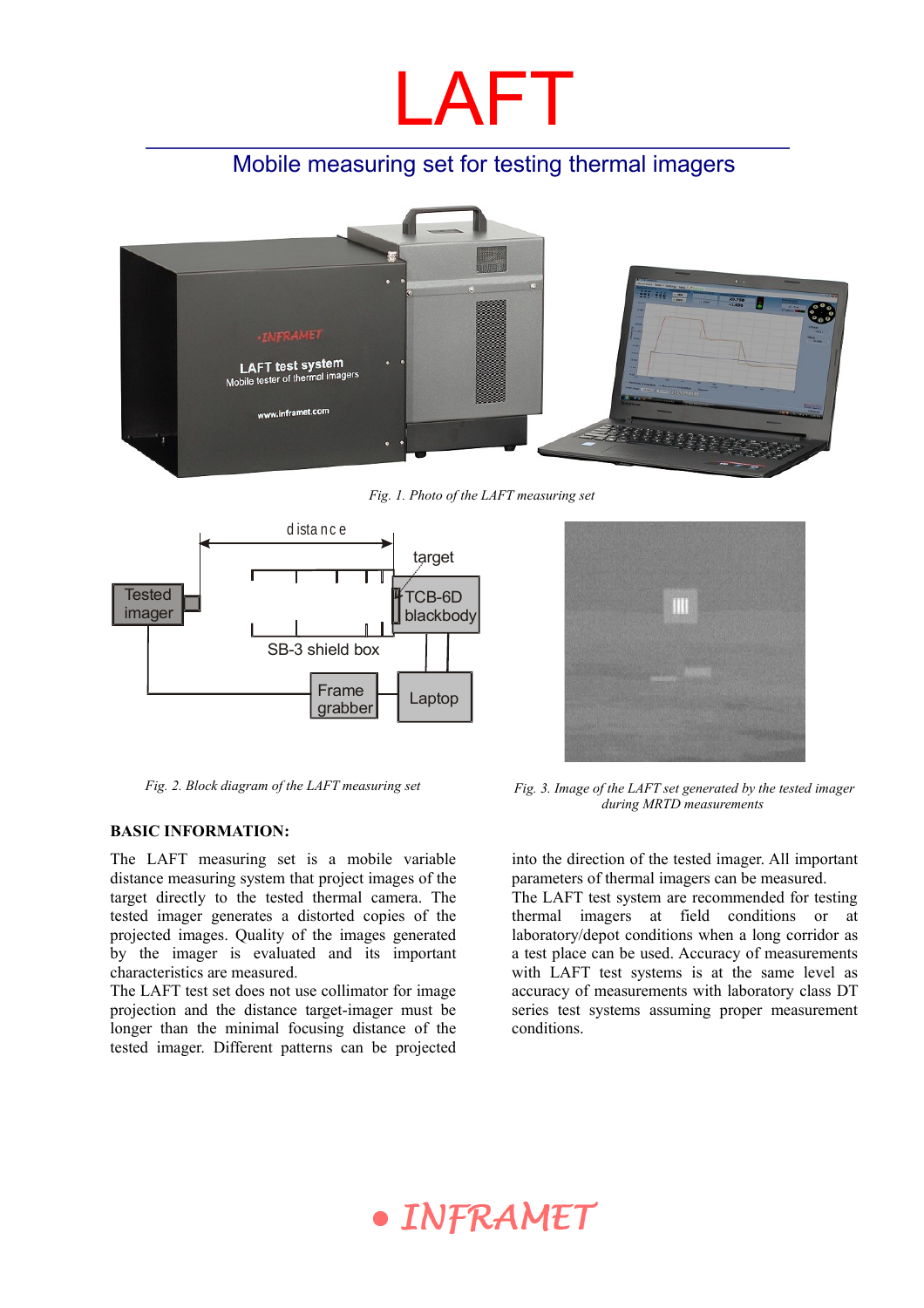# LAFT

## Mobile measuring set for testing thermal imagers

*Fig. 1. Photo of the LAFT measuring set*

*Fig. 2. Block diagram of the LAFT measuring set*

*Fig. 3. Image of the LAFT set generated by the tested imager during MRTD measurements*

### BASIC INFORMATION:

The LAFT measuring set is a mobile variable distance measuring system that project images of the target directly to the tested thermal camera. The tested imager generates a distorted copies of the projected images. Quality of the images generated by the imager is evaluated and its important characteristics are measured.

The LAFT test set does not use collimator for image projection and the distance target-imager must be longer than the minimal focusing distance of the tested imager. Different patterns can be projected into the direction of the tested imager. All important parameters of thermal imagers can be measured.

The LAFT test system are recommended for testing thermal imagers at field conditions or at laboratory/depot conditions when a long corridor as a test place can be used. Accuracy of measurements with LAFT test systems is at the same level as accuracy of measurements with laboratory class DT series test systems assuming proper measurement conditions.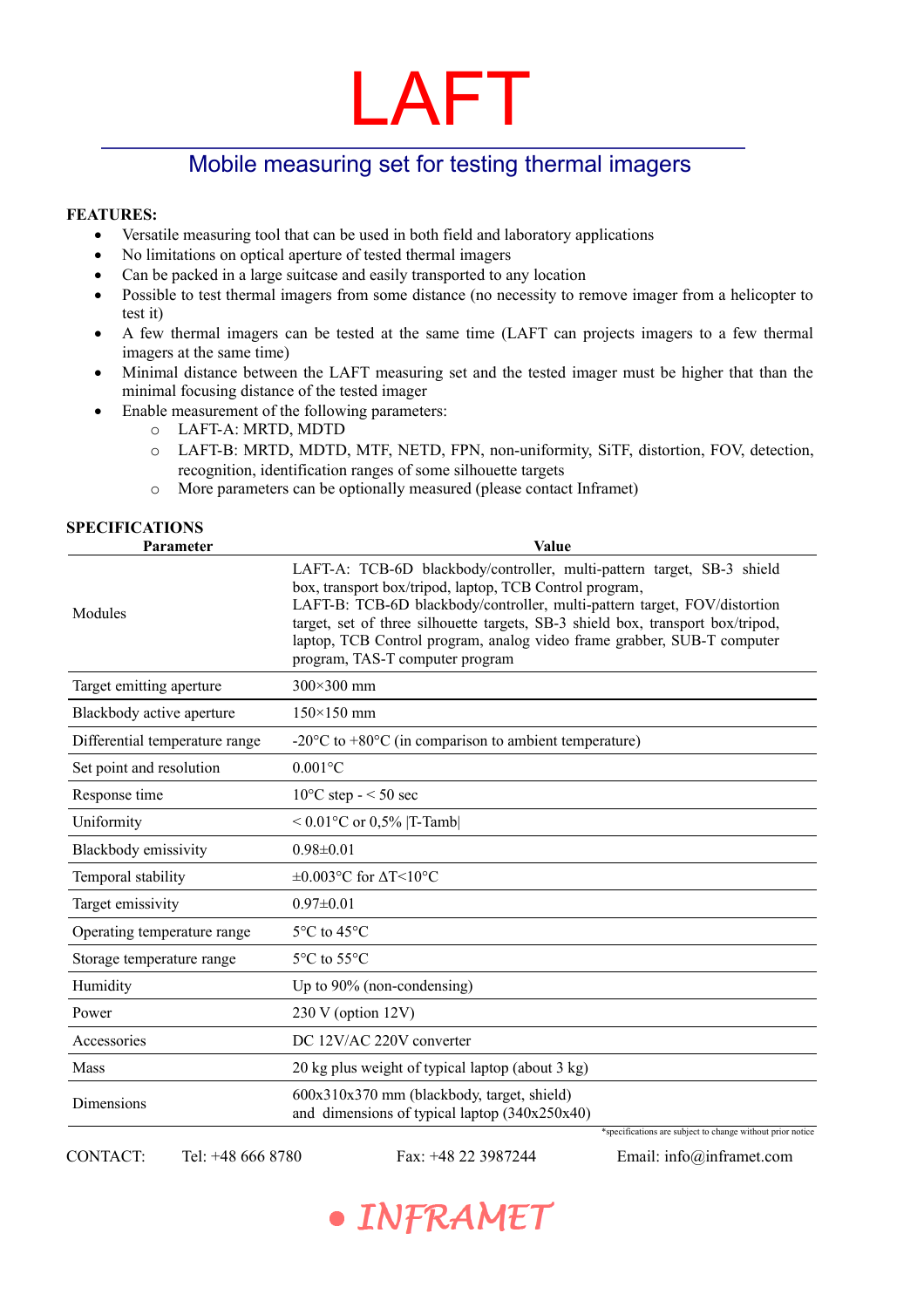# LAFT

## Mobile measuring set for testing thermal imagers

**FEATURES:**

- Versatile measuring tool that can be used in both field and laboratory applications
- No limitations on optical aperture of tested thermal imagers
- Can be packed in a large suitcase and easily transported to any location
- Possible to test thermal imagers from some distance (no necessity to remove imager from a helicopter to test it)
- A few thermal imagers can be tested at the same time (LAFT can projects imagers to a few thermal imagers at the same time)
- Minimal distance between the LAFT measuring set and the tested imager must be higher that than the minimal focusing distance of the tested imager
- Enable measurement of the following parameters:
  - LAFT-A: MRTD, MDTD
  - LAFT-B: MRTD, MDTD, MTF, NETD, FPN, non-uniformity, SiTF, distortion, FOV, detection, recognition, identification ranges of some silhouette targets
  - More parameters can be optionally measured (please contact Inframet)

**SPECIFICATIONS**

| Parameter | Value |
|---|---|
| Modules | LAFT-A: TCB-6D blackbody/controller, multi-pattern target, SB-3 shield box, transport box/tripod, laptop, TCB Control program,<br>LAFT-B: TCB-6D blackbody/controller, multi-pattern target, FOV/distortion target, set of three silhouette targets, SB-3 shield box, transport box/tripod, laptop, TCB Control program, analog video frame grabber, SUB-T computer program, TAS-T computer program |
| Target emitting aperture | 300×300 mm |
| Blackbody active aperture | 150×150 mm |
| Differential temperature range | -20°C to +80°C (in comparison to ambient temperature) |
| Set point and resolution | 0.001°C |
| Response time | 10°C step - < 50 sec |
| Uniformity | < 0.01°C or 0,5% \|T-Tamb\| |
| Blackbody emissivity | 0.98±0.01 |
| Temporal stability | ±0.003°C for ΔT<10°C |
| Target emissivity | 0.97±0.01 |
| Operating temperature range | 5°C to 45°C |
| Storage temperature range | 5°C to 55°C |
| Humidity | Up to 90% (non-condensing) |
| Power | 230 V (option 12V) |
| Accessories | DC 12V/AC 220V converter |
| Mass | 20 kg plus weight of typical laptop (about 3 kg) |
| Dimensions | 600x310x370 mm (blackbody, target, shield)<br>and dimensions of typical laptop (340x250x40) |

*specifications are subject to change without prior notice

CONTACT: Tel: +48 666 8780 Fax: +48 22 3987244 Email: info@inframet.com

INFRAMET